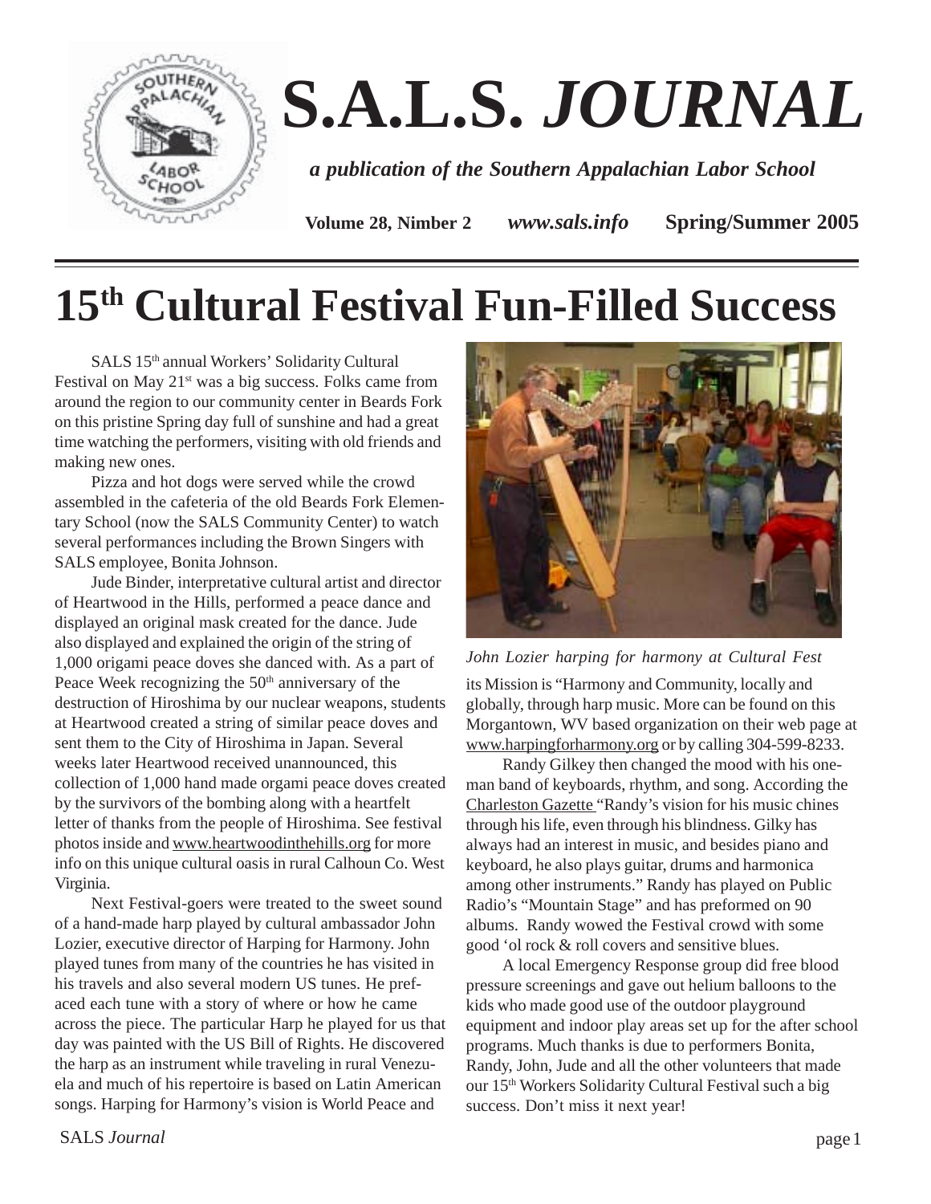# S.A.L.S. *JOURNAL*

***a publication of the Southern Appalachian Labor School***

**Volume 28, Nimber 2** ***www.sals.info*** **Spring/Summer 2005**

# 15th Cultural Festival Fun-Filled Success

SALS 15th annual Workers' Solidarity Cultural Festival on May 21st was a big success. Folks came from around the region to our community center in Beards Fork on this pristine Spring day full of sunshine and had a great time watching the performers, visiting with old friends and making new ones.

Pizza and hot dogs were served while the crowd assembled in the cafeteria of the old Beards Fork Elementary School (now the SALS Community Center) to watch several performances including the Brown Singers with SALS employee, Bonita Johnson.

Jude Binder, interpretative cultural artist and director of Heartwood in the Hills, performed a peace dance and displayed an original mask created for the dance. Jude also displayed and explained the origin of the string of 1,000 origami peace doves she danced with. As a part of Peace Week recognizing the 50th anniversary of the destruction of Hiroshima by our nuclear weapons, students at Heartwood created a string of similar peace doves and sent them to the City of Hiroshima in Japan. Several weeks later Heartwood received unannounced, this collection of 1,000 hand made orgami peace doves created by the survivors of the bombing along with a heartfelt letter of thanks from the people of Hiroshima. See festival photos inside and www.heartwoodinthehills.org for more info on this unique cultural oasis in rural Calhoun Co. West Virginia.

Next Festival-goers were treated to the sweet sound of a hand-made harp played by cultural ambassador John Lozier, executive director of Harping for Harmony. John played tunes from many of the countries he has visited in his travels and also several modern US tunes. He prefaced each tune with a story of where or how he came across the piece. The particular Harp he played for us that day was painted with the US Bill of Rights. He discovered the harp as an instrument while traveling in rural Venezuela and much of his repertoire is based on Latin American songs. Harping for Harmony's vision is World Peace and its Mission is "Harmony and Community, locally and globally, through harp music. More can be found on this Morgantown, WV based organization on their web page at www.harpingforharmony.org or by calling 304-599-8233.

*John Lozier harping for harmony at Cultural Fest*

Randy Gilkey then changed the mood with his one-man band of keyboards, rhythm, and song. According the Charleston Gazette "Randy's vision for his music chines through his life, even through his blindness. Gilky has always had an interest in music, and besides piano and keyboard, he also plays guitar, drums and harmonica among other instruments." Randy has played on Public Radio's "Mountain Stage" and has preformed on 90 albums. Randy wowed the Festival crowd with some good 'ol rock & roll covers and sensitive blues.

A local Emergency Response group did free blood pressure screenings and gave out helium balloons to the kids who made good use of the outdoor playground equipment and indoor play areas set up for the after school programs. Much thanks is due to performers Bonita, Randy, John, Jude and all the other volunteers that made our 15th Workers Solidarity Cultural Festival such a big success. Don't miss it next year!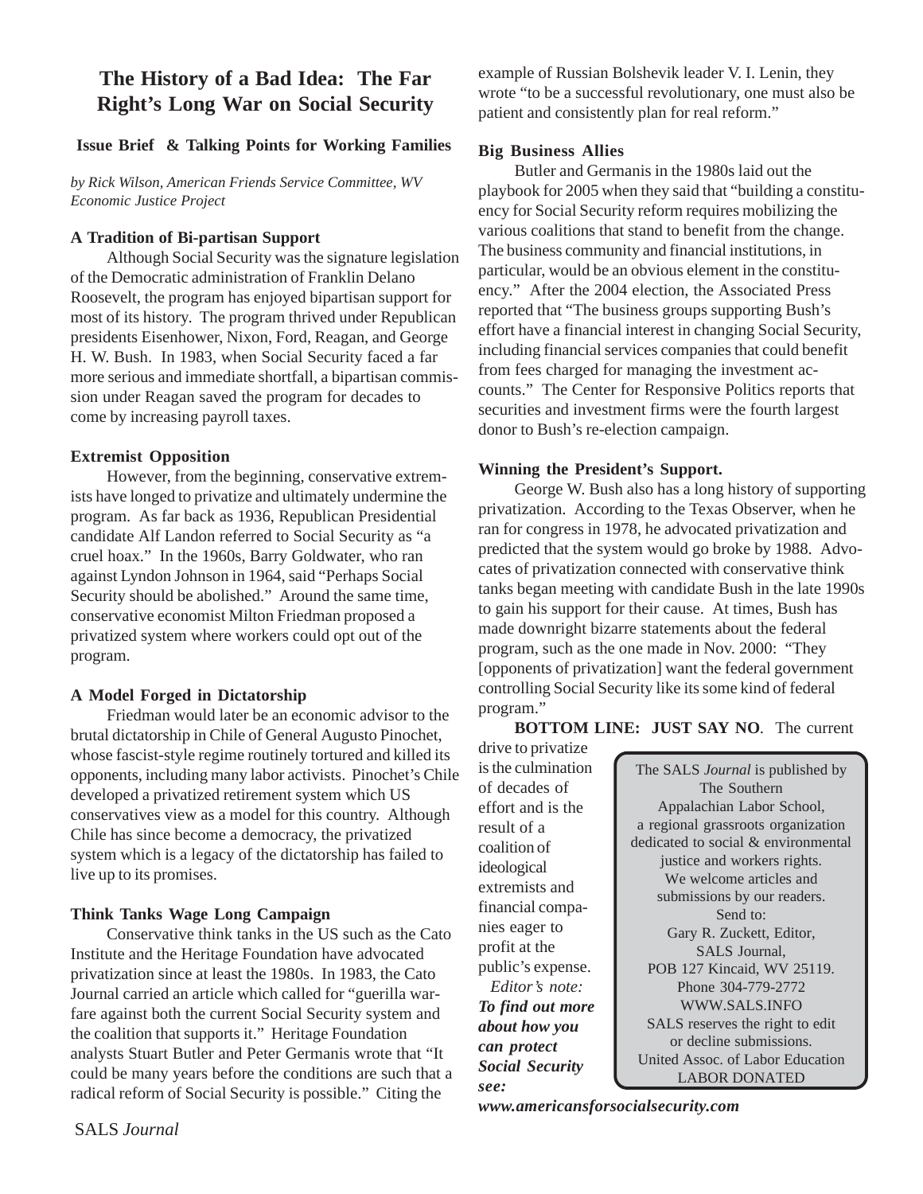# The History of a Bad Idea: The Far Right's Long War on Social Security

**Issue Brief & Talking Points for Working Families**

*by Rick Wilson, American Friends Service Committee, WV Economic Justice Project*

### A Tradition of Bi-partisan Support

Although Social Security was the signature legislation of the Democratic administration of Franklin Delano Roosevelt, the program has enjoyed bipartisan support for most of its history. The program thrived under Republican presidents Eisenhower, Nixon, Ford, Reagan, and George H. W. Bush. In 1983, when Social Security faced a far more serious and immediate shortfall, a bipartisan commission under Reagan saved the program for decades to come by increasing payroll taxes.

### Extremist Opposition

However, from the beginning, conservative extremists have longed to privatize and ultimately undermine the program. As far back as 1936, Republican Presidential candidate Alf Landon referred to Social Security as "a cruel hoax." In the 1960s, Barry Goldwater, who ran against Lyndon Johnson in 1964, said "Perhaps Social Security should be abolished." Around the same time, conservative economist Milton Friedman proposed a privatized system where workers could opt out of the program.

### A Model Forged in Dictatorship

Friedman would later be an economic advisor to the brutal dictatorship in Chile of General Augusto Pinochet, whose fascist-style regime routinely tortured and killed its opponents, including many labor activists. Pinochet's Chile developed a privatized retirement system which US conservatives view as a model for this country. Although Chile has since become a democracy, the privatized system which is a legacy of the dictatorship has failed to live up to its promises.

### Think Tanks Wage Long Campaign

Conservative think tanks in the US such as the Cato Institute and the Heritage Foundation have advocated privatization since at least the 1980s. In 1983, the Cato Journal carried an article which called for "guerilla warfare against both the current Social Security system and the coalition that supports it." Heritage Foundation analysts Stuart Butler and Peter Germanis wrote that "It could be many years before the conditions are such that a radical reform of Social Security is possible." Citing the example of Russian Bolshevik leader V. I. Lenin, they wrote "to be a successful revolutionary, one must also be patient and consistently plan for real reform."

### Big Business Allies

Butler and Germanis in the 1980s laid out the playbook for 2005 when they said that "building a constituency for Social Security reform requires mobilizing the various coalitions that stand to benefit from the change. The business community and financial institutions, in particular, would be an obvious element in the constituency." After the 2004 election, the Associated Press reported that "The business groups supporting Bush's effort have a financial interest in changing Social Security, including financial services companies that could benefit from fees charged for managing the investment accounts." The Center for Responsive Politics reports that securities and investment firms were the fourth largest donor to Bush's re-election campaign.

### Winning the President's Support.

George W. Bush also has a long history of supporting privatization. According to the Texas Observer, when he ran for congress in 1978, he advocated privatization and predicted that the system would go broke by 1988. Advocates of privatization connected with conservative think tanks began meeting with candidate Bush in the late 1990s to gain his support for their cause. At times, Bush has made downright bizarre statements about the federal program, such as the one made in Nov. 2000: "They [opponents of privatization] want the federal government controlling Social Security like its some kind of federal program."

**BOTTOM LINE: JUST SAY NO**. The current drive to privatize is the culmination of decades of effort and is the result of a coalition of ideological extremists and financial companies eager to profit at the public's expense.

*Editor's note:* ***To find out more about how you can protect Social Security see: www.americansforsocialsecurity.com***

---

The SALS *Journal* is published by The Southern Appalachian Labor School, a regional grassroots organization dedicated to social & environmental justice and workers rights.
We welcome articles and submissions by our readers.
Send to:
Gary R. Zuckett, Editor,
SALS Journal,
POB 127 Kincaid, WV 25119.
Phone 304-779-2772
WWW.SALS.INFO
SALS reserves the right to edit or decline submissions.
United Assoc. of Labor Education
LABOR DONATED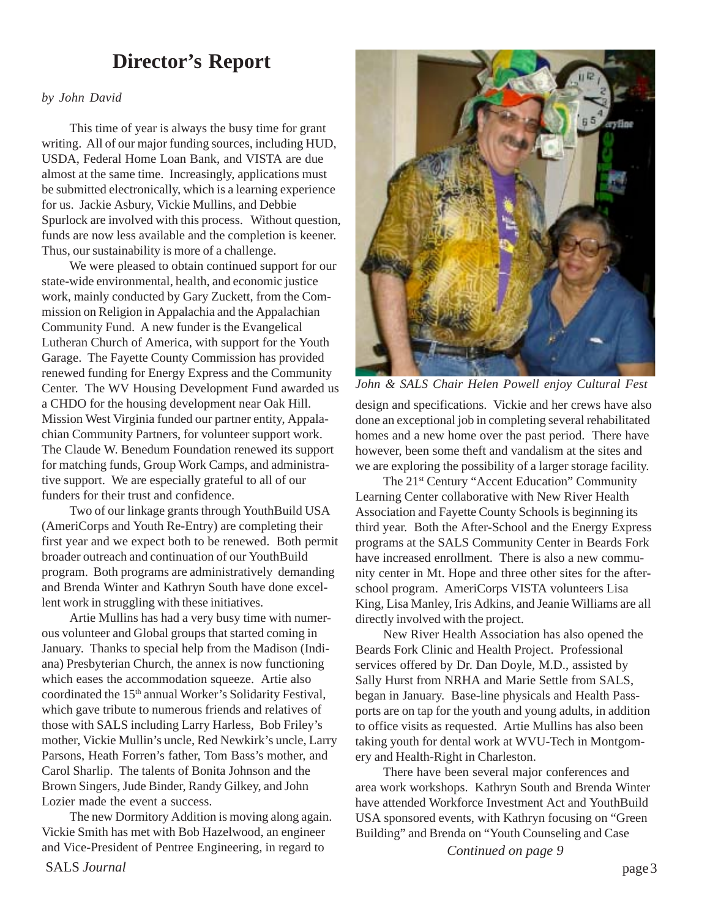# Director's Report

*by John David*

This time of year is always the busy time for grant writing. All of our major funding sources, including HUD, USDA, Federal Home Loan Bank, and VISTA are due almost at the same time. Increasingly, applications must be submitted electronically, which is a learning experience for us. Jackie Asbury, Vickie Mullins, and Debbie Spurlock are involved with this process. Without question, funds are now less available and the completion is keener. Thus, our sustainability is more of a challenge.

We were pleased to obtain continued support for our state-wide environmental, health, and economic justice work, mainly conducted by Gary Zuckett, from the Commission on Religion in Appalachia and the Appalachian Community Fund. A new funder is the Evangelical Lutheran Church of America, with support for the Youth Garage. The Fayette County Commission has provided renewed funding for Energy Express and the Community Center. The WV Housing Development Fund awarded us a CHDO for the housing development near Oak Hill. Mission West Virginia funded our partner entity, Appalachian Community Partners, for volunteer support work. The Claude W. Benedum Foundation renewed its support for matching funds, Group Work Camps, and administrative support. We are especially grateful to all of our funders for their trust and confidence.

Two of our linkage grants through YouthBuild USA (AmeriCorps and Youth Re-Entry) are completing their first year and we expect both to be renewed. Both permit broader outreach and continuation of our YouthBuild program. Both programs are administratively demanding and Brenda Winter and Kathryn South have done excellent work in struggling with these initiatives.

Artie Mullins has had a very busy time with numerous volunteer and Global groups that started coming in January. Thanks to special help from the Madison (Indiana) Presbyterian Church, the annex is now functioning which eases the accommodation squeeze. Artie also coordinated the 15th annual Worker's Solidarity Festival, which gave tribute to numerous friends and relatives of those with SALS including Larry Harless, Bob Friley's mother, Vickie Mullin's uncle, Red Newkirk's uncle, Larry Parsons, Heath Forren's father, Tom Bass's mother, and Carol Sharlip. The talents of Bonita Johnson and the Brown Singers, Jude Binder, Randy Gilkey, and John Lozier made the event a success.

The new Dormitory Addition is moving along again. Vickie Smith has met with Bob Hazelwood, an engineer and Vice-President of Pentree Engineering, in regard to design and specifications. Vickie and her crews have also done an exceptional job in completing several rehabilitated homes and a new home over the past period. There have however, been some theft and vandalism at the sites and we are exploring the possibility of a larger storage facility.

*John & SALS Chair Helen Powell enjoy Cultural Fest*

The 21st Century "Accent Education" Community Learning Center collaborative with New River Health Association and Fayette County Schools is beginning its third year. Both the After-School and the Energy Express programs at the SALS Community Center in Beards Fork have increased enrollment. There is also a new community center in Mt. Hope and three other sites for the after-school program. AmeriCorps VISTA volunteers Lisa King, Lisa Manley, Iris Adkins, and Jeanie Williams are all directly involved with the project.

New River Health Association has also opened the Beards Fork Clinic and Health Project. Professional services offered by Dr. Dan Doyle, M.D., assisted by Sally Hurst from NRHA and Marie Settle from SALS, began in January. Base-line physicals and Health Passports are on tap for the youth and young adults, in addition to office visits as requested. Artie Mullins has also been taking youth for dental work at WVU-Tech in Montgomery and Health-Right in Charleston.

There have been several major conferences and area work workshops. Kathryn South and Brenda Winter have attended Workforce Investment Act and YouthBuild USA sponsored events, with Kathryn focusing on "Green Building" and Brenda on "Youth Counseling and Case

*Continued on page 9*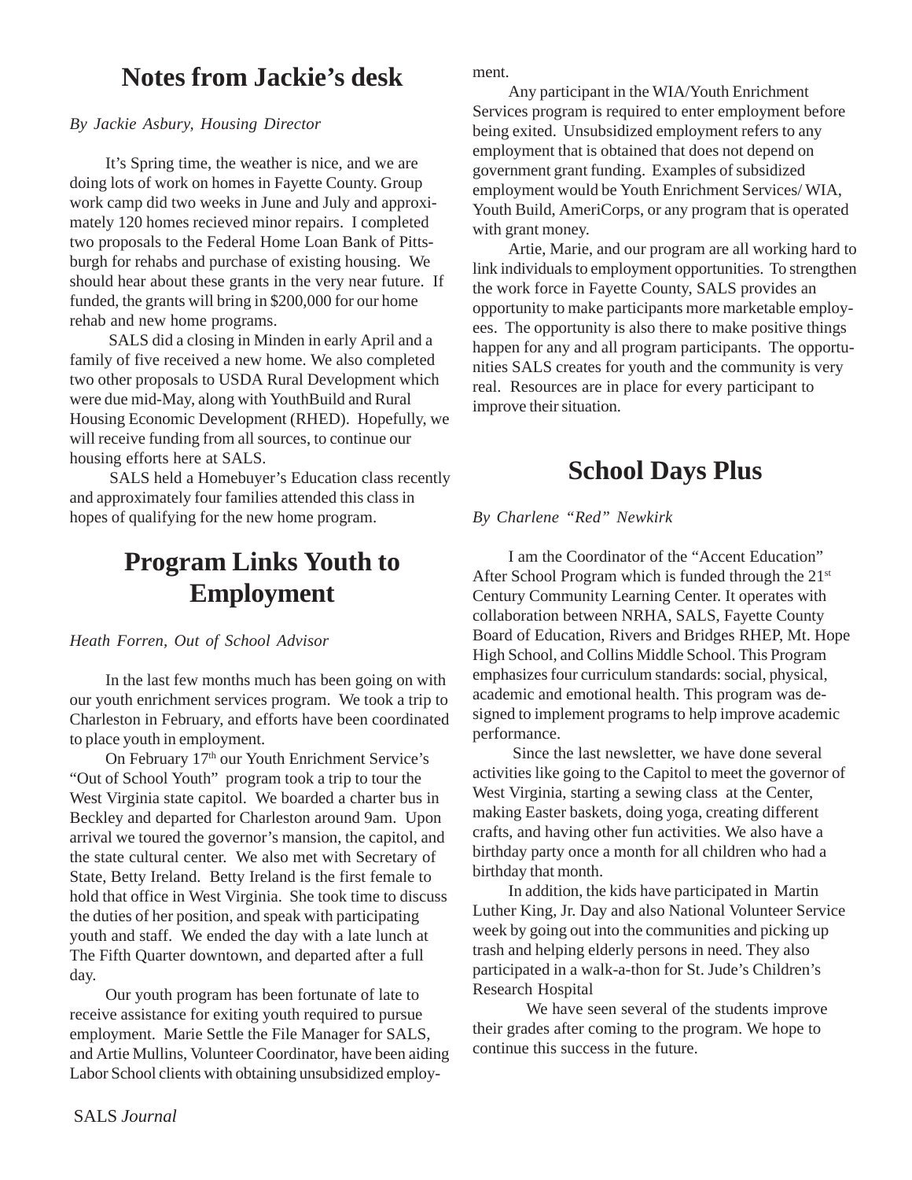## Notes from Jackie's desk

*By Jackie Asbury, Housing Director*

It's Spring time, the weather is nice, and we are doing lots of work on homes in Fayette County. Group work camp did two weeks in June and July and approximately 120 homes recieved minor repairs. I completed two proposals to the Federal Home Loan Bank of Pittsburgh for rehabs and purchase of existing housing. We should hear about these grants in the very near future. If funded, the grants will bring in $200,000 for our home rehab and new home programs.

SALS did a closing in Minden in early April and a family of five received a new home. We also completed two other proposals to USDA Rural Development which were due mid-May, along with YouthBuild and Rural Housing Economic Development (RHED). Hopefully, we will receive funding from all sources, to continue our housing efforts here at SALS.

SALS held a Homebuyer's Education class recently and approximately four families attended this class in hopes of qualifying for the new home program.

## Program Links Youth to Employment

*Heath Forren, Out of School Advisor*

In the last few months much has been going on with our youth enrichment services program. We took a trip to Charleston in February, and efforts have been coordinated to place youth in employment.

On February 17th our Youth Enrichment Service's "Out of School Youth" program took a trip to tour the West Virginia state capitol. We boarded a charter bus in Beckley and departed for Charleston around 9am. Upon arrival we toured the governor's mansion, the capitol, and the state cultural center. We also met with Secretary of State, Betty Ireland. Betty Ireland is the first female to hold that office in West Virginia. She took time to discuss the duties of her position, and speak with participating youth and staff. We ended the day with a late lunch at The Fifth Quarter downtown, and departed after a full day.

Our youth program has been fortunate of late to receive assistance for exiting youth required to pursue employment. Marie Settle the File Manager for SALS, and Artie Mullins, Volunteer Coordinator, have been aiding Labor School clients with obtaining unsubsidized employment.

Any participant in the WIA/Youth Enrichment Services program is required to enter employment before being exited. Unsubsidized employment refers to any employment that is obtained that does not depend on government grant funding. Examples of subsidized employment would be Youth Enrichment Services/ WIA, Youth Build, AmeriCorps, or any program that is operated with grant money.

Artie, Marie, and our program are all working hard to link individuals to employment opportunities. To strengthen the work force in Fayette County, SALS provides an opportunity to make participants more marketable employees. The opportunity is also there to make positive things happen for any and all program participants. The opportunities SALS creates for youth and the community is very real. Resources are in place for every participant to improve their situation.

## School Days Plus

*By Charlene "Red" Newkirk*

I am the Coordinator of the "Accent Education" After School Program which is funded through the 21st Century Community Learning Center. It operates with collaboration between NRHA, SALS, Fayette County Board of Education, Rivers and Bridges RHEP, Mt. Hope High School, and Collins Middle School. This Program emphasizes four curriculum standards: social, physical, academic and emotional health. This program was designed to implement programs to help improve academic performance.

Since the last newsletter, we have done several activities like going to the Capitol to meet the governor of West Virginia, starting a sewing class at the Center, making Easter baskets, doing yoga, creating different crafts, and having other fun activities. We also have a birthday party once a month for all children who had a birthday that month.

In addition, the kids have participated in Martin Luther King, Jr. Day and also National Volunteer Service week by going out into the communities and picking up trash and helping elderly persons in need. They also participated in a walk-a-thon for St. Jude's Children's Research Hospital

We have seen several of the students improve their grades after coming to the program. We hope to continue this success in the future.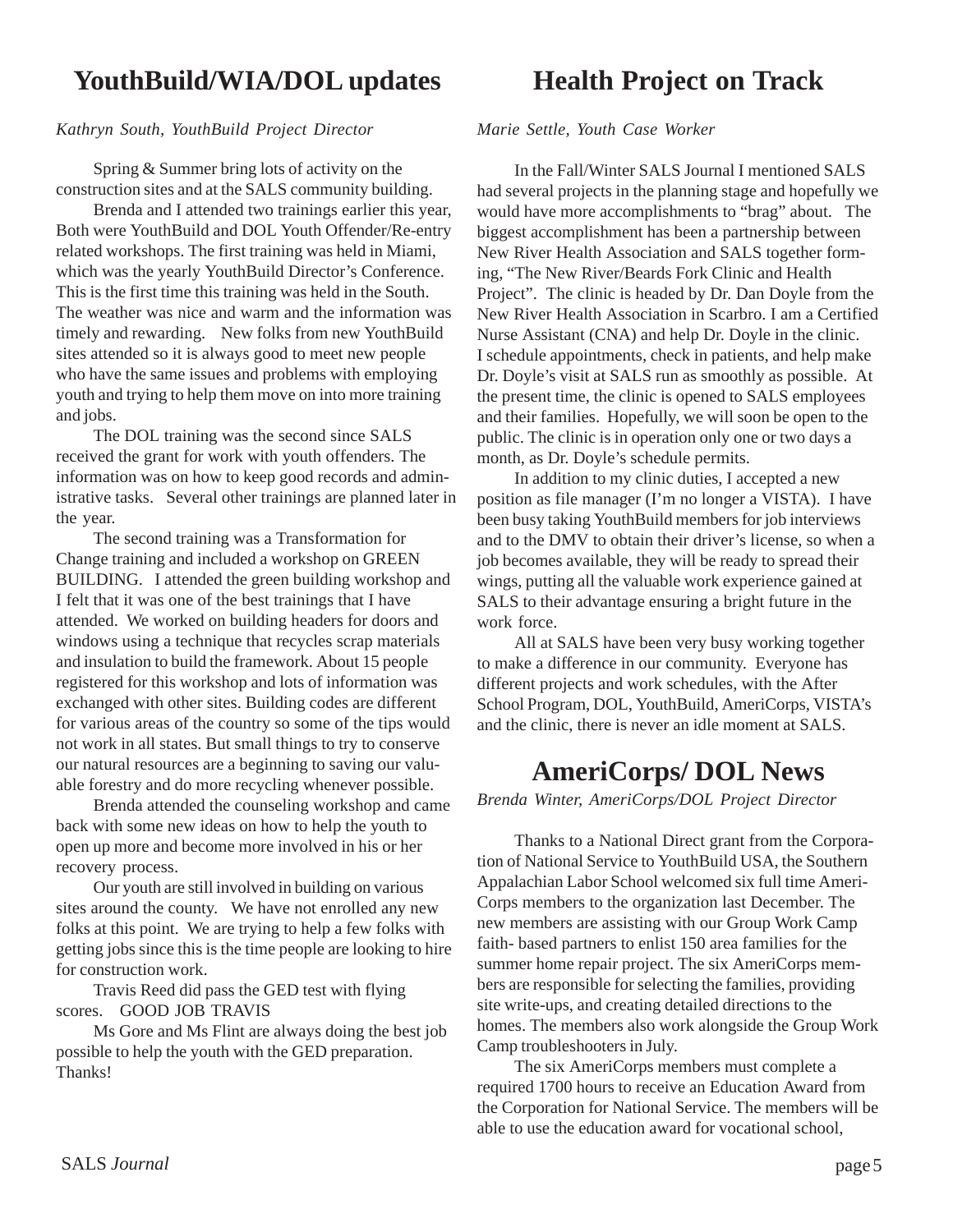## YouthBuild/WIA/DOL updates

*Kathryn South, YouthBuild Project Director*

Spring & Summer bring lots of activity on the construction sites and at the SALS community building.

Brenda and I attended two trainings earlier this year, Both were YouthBuild and DOL Youth Offender/Re-entry related workshops. The first training was held in Miami, which was the yearly YouthBuild Director's Conference. This is the first time this training was held in the South. The weather was nice and warm and the information was timely and rewarding. New folks from new YouthBuild sites attended so it is always good to meet new people who have the same issues and problems with employing youth and trying to help them move on into more training and jobs.

The DOL training was the second since SALS received the grant for work with youth offenders. The information was on how to keep good records and administrative tasks. Several other trainings are planned later in the year.

The second training was a Transformation for Change training and included a workshop on GREEN BUILDING. I attended the green building workshop and I felt that it was one of the best trainings that I have attended. We worked on building headers for doors and windows using a technique that recycles scrap materials and insulation to build the framework. About 15 people registered for this workshop and lots of information was exchanged with other sites. Building codes are different for various areas of the country so some of the tips would not work in all states. But small things to try to conserve our natural resources are a beginning to saving our valuable forestry and do more recycling whenever possible.

Brenda attended the counseling workshop and came back with some new ideas on how to help the youth to open up more and become more involved in his or her recovery process.

Our youth are still involved in building on various sites around the county. We have not enrolled any new folks at this point. We are trying to help a few folks with getting jobs since this is the time people are looking to hire for construction work.

Travis Reed did pass the GED test with flying scores. GOOD JOB TRAVIS

Ms Gore and Ms Flint are always doing the best job possible to help the youth with the GED preparation. Thanks!

## Health Project on Track

*Marie Settle, Youth Case Worker*

In the Fall/Winter SALS Journal I mentioned SALS had several projects in the planning stage and hopefully we would have more accomplishments to "brag" about. The biggest accomplishment has been a partnership between New River Health Association and SALS together forming, "The New River/Beards Fork Clinic and Health Project". The clinic is headed by Dr. Dan Doyle from the New River Health Association in Scarbro. I am a Certified Nurse Assistant (CNA) and help Dr. Doyle in the clinic. I schedule appointments, check in patients, and help make Dr. Doyle's visit at SALS run as smoothly as possible. At the present time, the clinic is opened to SALS employees and their families. Hopefully, we will soon be open to the public. The clinic is in operation only one or two days a month, as Dr. Doyle's schedule permits.

In addition to my clinic duties, I accepted a new position as file manager (I'm no longer a VISTA). I have been busy taking YouthBuild members for job interviews and to the DMV to obtain their driver's license, so when a job becomes available, they will be ready to spread their wings, putting all the valuable work experience gained at SALS to their advantage ensuring a bright future in the work force.

All at SALS have been very busy working together to make a difference in our community. Everyone has different projects and work schedules, with the After School Program, DOL, YouthBuild, AmeriCorps, VISTA's and the clinic, there is never an idle moment at SALS.

## AmeriCorps/ DOL News

*Brenda Winter, AmeriCorps/DOL Project Director*

Thanks to a National Direct grant from the Corporation of National Service to YouthBuild USA, the Southern Appalachian Labor School welcomed six full time AmeriCorps members to the organization last December. The new members are assisting with our Group Work Camp faith- based partners to enlist 150 area families for the summer home repair project. The six AmeriCorps members are responsible for selecting the families, providing site write-ups, and creating detailed directions to the homes. The members also work alongside the Group Work Camp troubleshooters in July.

The six AmeriCorps members must complete a required 1700 hours to receive an Education Award from the Corporation for National Service. The members will be able to use the education award for vocational school,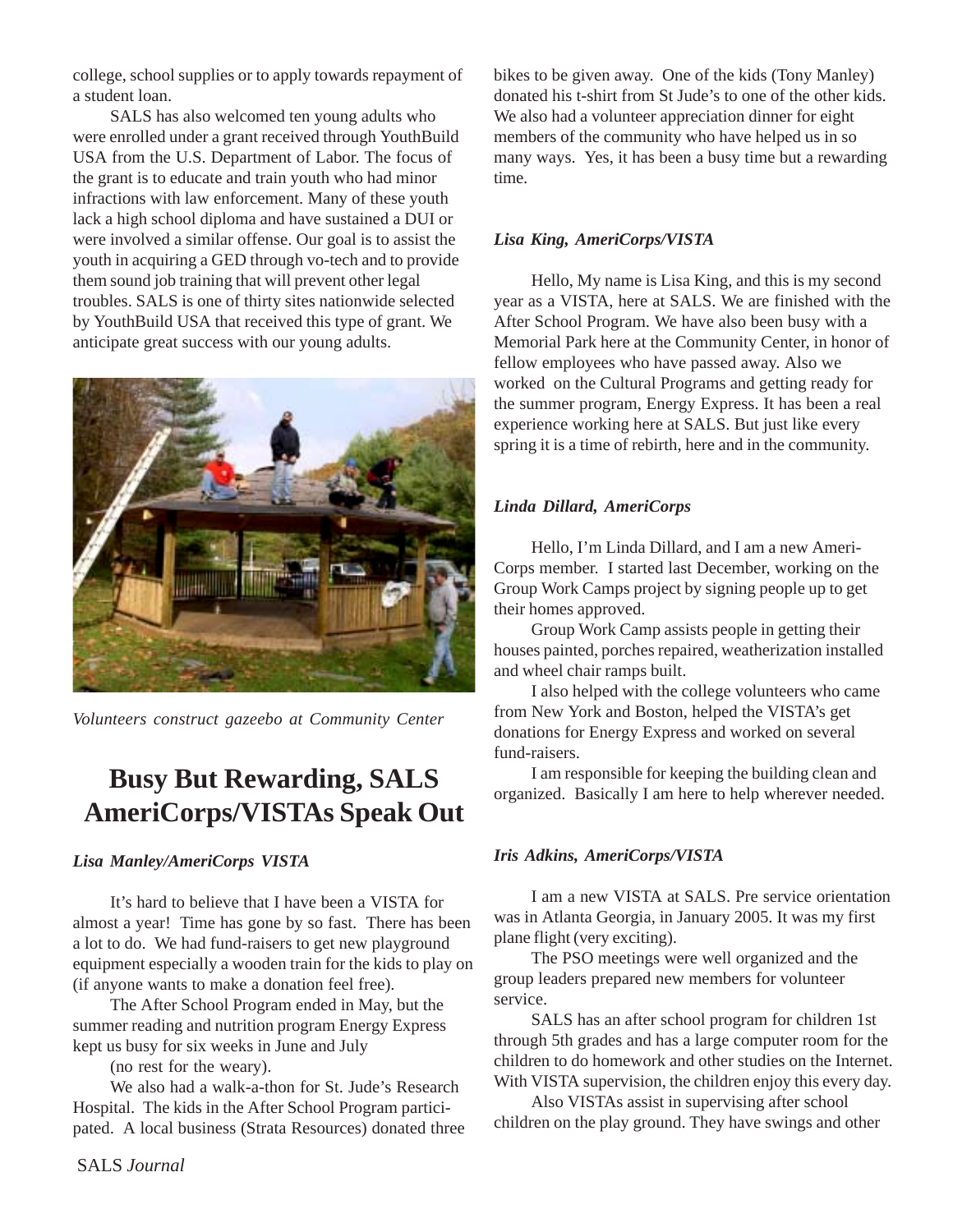college, school supplies or to apply towards repayment of a student loan.

SALS has also welcomed ten young adults who were enrolled under a grant received through YouthBuild USA from the U.S. Department of Labor. The focus of the grant is to educate and train youth who had minor infractions with law enforcement. Many of these youth lack a high school diploma and have sustained a DUI or were involved a similar offense. Our goal is to assist the youth in acquiring a GED through vo-tech and to provide them sound job training that will prevent other legal troubles. SALS is one of thirty sites nationwide selected by YouthBuild USA that received this type of grant. We anticipate great success with our young adults.

*Volunteers construct gazeebo at Community Center*

# Busy But Rewarding, SALS AmeriCorps/VISTAs Speak Out

***Lisa Manley/AmeriCorps VISTA***

It's hard to believe that I have been a VISTA for almost a year! Time has gone by so fast. There has been a lot to do. We had fund-raisers to get new playground equipment especially a wooden train for the kids to play on (if anyone wants to make a donation feel free).

The After School Program ended in May, but the summer reading and nutrition program Energy Express kept us busy for six weeks in June and July

(no rest for the weary).

We also had a walk-a-thon for St. Jude's Research Hospital. The kids in the After School Program participated. A local business (Strata Resources) donated three bikes to be given away. One of the kids (Tony Manley) donated his t-shirt from St Jude's to one of the other kids. We also had a volunteer appreciation dinner for eight members of the community who have helped us in so many ways. Yes, it has been a busy time but a rewarding time.

***Lisa King, AmeriCorps/VISTA***

Hello, My name is Lisa King, and this is my second year as a VISTA, here at SALS. We are finished with the After School Program. We have also been busy with a Memorial Park here at the Community Center, in honor of fellow employees who have passed away. Also we worked on the Cultural Programs and getting ready for the summer program, Energy Express. It has been a real experience working here at SALS. But just like every spring it is a time of rebirth, here and in the community.

***Linda Dillard, AmeriCorps***

Hello, I'm Linda Dillard, and I am a new AmeriCorps member. I started last December, working on the Group Work Camps project by signing people up to get their homes approved.

Group Work Camp assists people in getting their houses painted, porches repaired, weatherization installed and wheel chair ramps built.

I also helped with the college volunteers who came from New York and Boston, helped the VISTA's get donations for Energy Express and worked on several fund-raisers.

I am responsible for keeping the building clean and organized. Basically I am here to help wherever needed.

***Iris Adkins, AmeriCorps/VISTA***

I am a new VISTA at SALS. Pre service orientation was in Atlanta Georgia, in January 2005. It was my first plane flight (very exciting).

The PSO meetings were well organized and the group leaders prepared new members for volunteer service.

SALS has an after school program for children 1st through 5th grades and has a large computer room for the children to do homework and other studies on the Internet. With VISTA supervision, the children enjoy this every day.

Also VISTAs assist in supervising after school children on the play ground. They have swings and other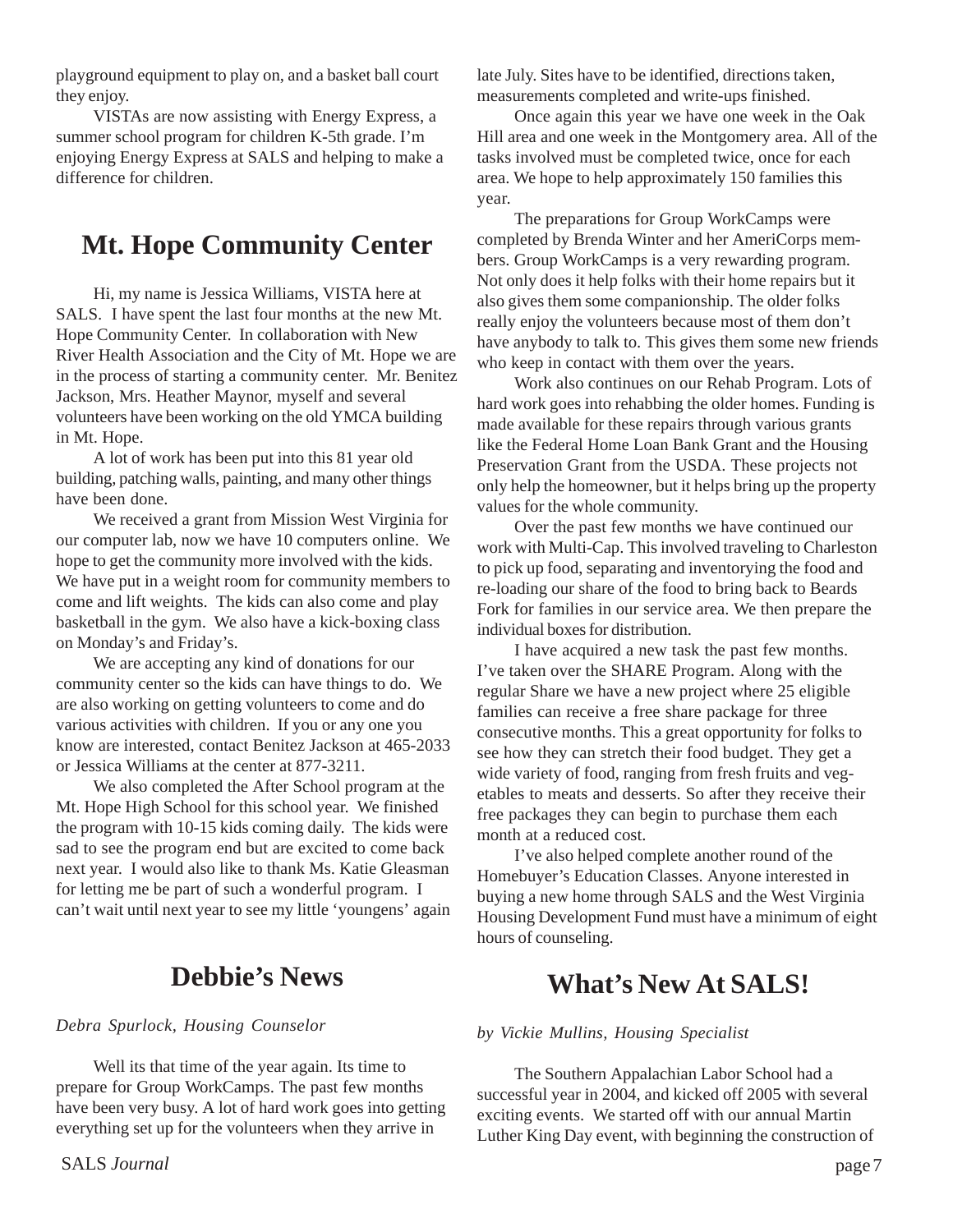playground equipment to play on, and a basket ball court they enjoy.

VISTAs are now assisting with Energy Express, a summer school program for children K-5th grade. I'm enjoying Energy Express at SALS and helping to make a difference for children.

## Mt. Hope Community Center

Hi, my name is Jessica Williams, VISTA here at SALS. I have spent the last four months at the new Mt. Hope Community Center. In collaboration with New River Health Association and the City of Mt. Hope we are in the process of starting a community center. Mr. Benitez Jackson, Mrs. Heather Maynor, myself and several volunteers have been working on the old YMCA building in Mt. Hope.

A lot of work has been put into this 81 year old building, patching walls, painting, and many other things have been done.

We received a grant from Mission West Virginia for our computer lab, now we have 10 computers online. We hope to get the community more involved with the kids. We have put in a weight room for community members to come and lift weights. The kids can also come and play basketball in the gym. We also have a kick-boxing class on Monday's and Friday's.

We are accepting any kind of donations for our community center so the kids can have things to do. We are also working on getting volunteers to come and do various activities with children. If you or any one you know are interested, contact Benitez Jackson at 465-2033 or Jessica Williams at the center at 877-3211.

We also completed the After School program at the Mt. Hope High School for this school year. We finished the program with 10-15 kids coming daily. The kids were sad to see the program end but are excited to come back next year. I would also like to thank Ms. Katie Gleasman for letting me be part of such a wonderful program. I can't wait until next year to see my little 'youngens' again

## Debbie's News

*Debra Spurlock, Housing Counselor*

Well its that time of the year again. Its time to prepare for Group WorkCamps. The past few months have been very busy. A lot of hard work goes into getting everything set up for the volunteers when they arrive in late July. Sites have to be identified, directions taken, measurements completed and write-ups finished.

Once again this year we have one week in the Oak Hill area and one week in the Montgomery area. All of the tasks involved must be completed twice, once for each area. We hope to help approximately 150 families this year.

The preparations for Group WorkCamps were completed by Brenda Winter and her AmeriCorps members. Group WorkCamps is a very rewarding program. Not only does it help folks with their home repairs but it also gives them some companionship. The older folks really enjoy the volunteers because most of them don't have anybody to talk to. This gives them some new friends who keep in contact with them over the years.

Work also continues on our Rehab Program. Lots of hard work goes into rehabbing the older homes. Funding is made available for these repairs through various grants like the Federal Home Loan Bank Grant and the Housing Preservation Grant from the USDA. These projects not only help the homeowner, but it helps bring up the property values for the whole community.

Over the past few months we have continued our work with Multi-Cap. This involved traveling to Charleston to pick up food, separating and inventorying the food and re-loading our share of the food to bring back to Beards Fork for families in our service area. We then prepare the individual boxes for distribution.

I have acquired a new task the past few months. I've taken over the SHARE Program. Along with the regular Share we have a new project where 25 eligible families can receive a free share package for three consecutive months. This a great opportunity for folks to see how they can stretch their food budget. They get a wide variety of food, ranging from fresh fruits and vegetables to meats and desserts. So after they receive their free packages they can begin to purchase them each month at a reduced cost.

I've also helped complete another round of the Homebuyer's Education Classes. Anyone interested in buying a new home through SALS and the West Virginia Housing Development Fund must have a minimum of eight hours of counseling.

## What's New At SALS!

*by Vickie Mullins, Housing Specialist*

The Southern Appalachian Labor School had a successful year in 2004, and kicked off 2005 with several exciting events. We started off with our annual Martin Luther King Day event, with beginning the construction of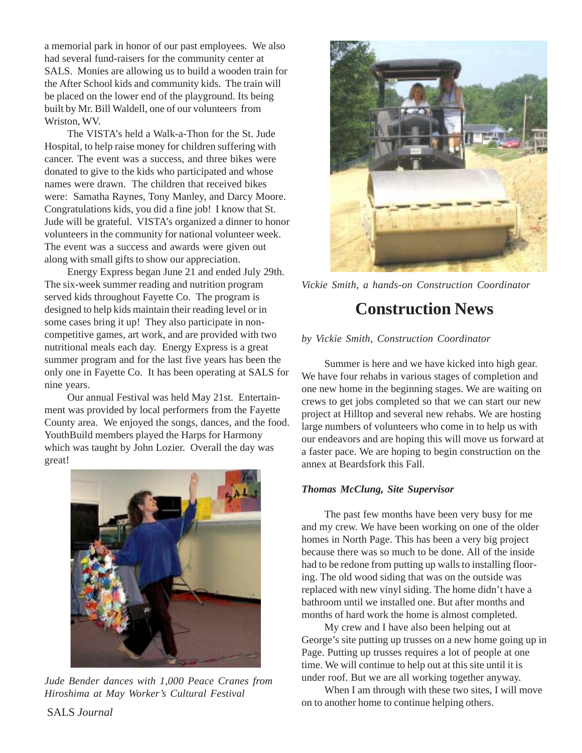a memorial park in honor of our past employees. We also had several fund-raisers for the community center at SALS. Monies are allowing us to build a wooden train for the After School kids and community kids. The train will be placed on the lower end of the playground. Its being built by Mr. Bill Waldell, one of our volunteers from Wriston, WV.

The VISTA's held a Walk-a-Thon for the St. Jude Hospital, to help raise money for children suffering with cancer. The event was a success, and three bikes were donated to give to the kids who participated and whose names were drawn. The children that received bikes were: Samatha Raynes, Tony Manley, and Darcy Moore. Congratulations kids, you did a fine job! I know that St. Jude will be grateful. VISTA's organized a dinner to honor volunteers in the community for national volunteer week. The event was a success and awards were given out along with small gifts to show our appreciation.

Energy Express began June 21 and ended July 29th. The six-week summer reading and nutrition program served kids throughout Fayette Co. The program is designed to help kids maintain their reading level or in some cases bring it up! They also participate in non-competitive games, art work, and are provided with two nutritional meals each day. Energy Express is a great summer program and for the last five years has been the only one in Fayette Co. It has been operating at SALS for nine years.

Our annual Festival was held May 21st. Entertainment was provided by local performers from the Fayette County area. We enjoyed the songs, dances, and the food. YouthBuild members played the Harps for Harmony which was taught by John Lozier. Overall the day was great!

*Jude Bender dances with 1,000 Peace Cranes from Hiroshima at May Worker's Cultural Festival*

*Vickie Smith, a hands-on Construction Coordinator*

# Construction News

*by Vickie Smith, Construction Coordinator*

Summer is here and we have kicked into high gear. We have four rehabs in various stages of completion and one new home in the beginning stages. We are waiting on crews to get jobs completed so that we can start our new project at Hilltop and several new rehabs. We are hosting large numbers of volunteers who come in to help us with our endeavors and are hoping this will move us forward at a faster pace. We are hoping to begin construction on the annex at Beardsfork this Fall.

***Thomas McClung, Site Supervisor***

The past few months have been very busy for me and my crew. We have been working on one of the older homes in North Page. This has been a very big project because there was so much to be done. All of the inside had to be redone from putting up walls to installing flooring. The old wood siding that was on the outside was replaced with new vinyl siding. The home didn't have a bathroom until we installed one. But after months and months of hard work the home is almost completed.

My crew and I have also been helping out at George's site putting up trusses on a new home going up in Page. Putting up trusses requires a lot of people at one time. We will continue to help out at this site until it is under roof. But we are all working together anyway.

When I am through with these two sites, I will move on to another home to continue helping others.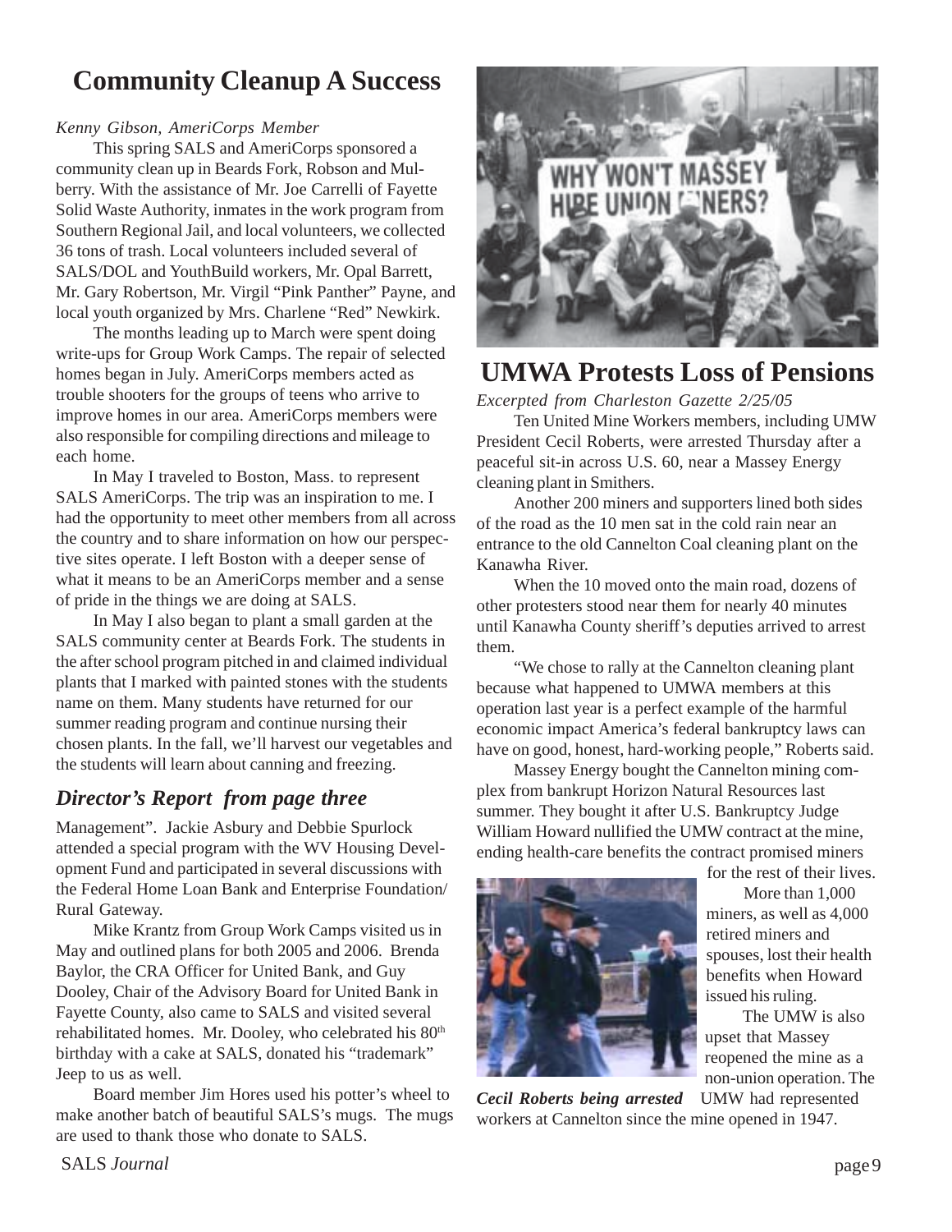## Community Cleanup A Success

*Kenny Gibson, AmeriCorps Member*

This spring SALS and AmeriCorps sponsored a community clean up in Beards Fork, Robson and Mulberry. With the assistance of Mr. Joe Carrelli of Fayette Solid Waste Authority, inmates in the work program from Southern Regional Jail, and local volunteers, we collected 36 tons of trash. Local volunteers included several of SALS/DOL and YouthBuild workers, Mr. Opal Barrett, Mr. Gary Robertson, Mr. Virgil "Pink Panther" Payne, and local youth organized by Mrs. Charlene "Red" Newkirk.

The months leading up to March were spent doing write-ups for Group Work Camps. The repair of selected homes began in July. AmeriCorps members acted as trouble shooters for the groups of teens who arrive to improve homes in our area. AmeriCorps members were also responsible for compiling directions and mileage to each home.

In May I traveled to Boston, Mass. to represent SALS AmeriCorps. The trip was an inspiration to me. I had the opportunity to meet other members from all across the country and to share information on how our perspective sites operate. I left Boston with a deeper sense of what it means to be an AmeriCorps member and a sense of pride in the things we are doing at SALS.

In May I also began to plant a small garden at the SALS community center at Beards Fork. The students in the after school program pitched in and claimed individual plants that I marked with painted stones with the students name on them. Many students have returned for our summer reading program and continue nursing their chosen plants. In the fall, we'll harvest our vegetables and the students will learn about canning and freezing.

### *Director's Report from page three*

Management". Jackie Asbury and Debbie Spurlock attended a special program with the WV Housing Development Fund and participated in several discussions with the Federal Home Loan Bank and Enterprise Foundation/ Rural Gateway.

Mike Krantz from Group Work Camps visited us in May and outlined plans for both 2005 and 2006. Brenda Baylor, the CRA Officer for United Bank, and Guy Dooley, Chair of the Advisory Board for United Bank in Fayette County, also came to SALS and visited several rehabilitated homes. Mr. Dooley, who celebrated his 80th birthday with a cake at SALS, donated his "trademark" Jeep to us as well.

Board member Jim Hores used his potter's wheel to make another batch of beautiful SALS's mugs. The mugs are used to thank those who donate to SALS.

## UMWA Protests Loss of Pensions

*Excerpted from Charleston Gazette 2/25/05*

Ten United Mine Workers members, including UMW President Cecil Roberts, were arrested Thursday after a peaceful sit-in across U.S. 60, near a Massey Energy cleaning plant in Smithers.

Another 200 miners and supporters lined both sides of the road as the 10 men sat in the cold rain near an entrance to the old Cannelton Coal cleaning plant on the Kanawha River.

When the 10 moved onto the main road, dozens of other protesters stood near them for nearly 40 minutes until Kanawha County sheriff's deputies arrived to arrest them.

"We chose to rally at the Cannelton cleaning plant because what happened to UMWA members at this operation last year is a perfect example of the harmful economic impact America's federal bankruptcy laws can have on good, honest, hard-working people," Roberts said.

Massey Energy bought the Cannelton mining complex from bankrupt Horizon Natural Resources last summer. They bought it after U.S. Bankruptcy Judge William Howard nullified the UMW contract at the mine, ending health-care benefits the contract promised miners for the rest of their lives.

More than 1,000 miners, as well as 4,000 retired miners and spouses, lost their health benefits when Howard issued his ruling.

The UMW is also upset that Massey reopened the mine as a non-union operation. The UMW had represented workers at Cannelton since the mine opened in 1947.

***Cecil Roberts being arrested***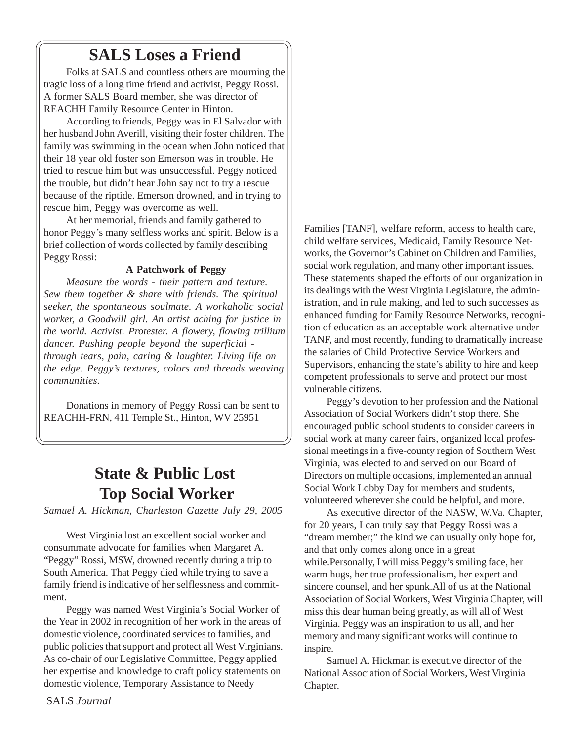## SALS Loses a Friend

Folks at SALS and countless others are mourning the tragic loss of a long time friend and activist, Peggy Rossi. A former SALS Board member, she was director of REACHH Family Resource Center in Hinton.

According to friends, Peggy was in El Salvador with her husband John Averill, visiting their foster children. The family was swimming in the ocean when John noticed that their 18 year old foster son Emerson was in trouble. He tried to rescue him but was unsuccessful. Peggy noticed the trouble, but didn't hear John say not to try a rescue because of the riptide. Emerson drowned, and in trying to rescue him, Peggy was overcome as well.

At her memorial, friends and family gathered to honor Peggy's many selfless works and spirit. Below is a brief collection of words collected by family describing Peggy Rossi:

**A Patchwork of Peggy**

*Measure the words - their pattern and texture. Sew them together & share with friends. The spiritual seeker, the spontaneous soulmate. A workaholic social worker, a Goodwill girl. An artist aching for justice in the world. Activist. Protester. A flowery, flowing trillium dancer. Pushing people beyond the superficial - through tears, pain, caring & laughter. Living life on the edge. Peggy's textures, colors and threads weaving communities.*

Donations in memory of Peggy Rossi can be sent to REACHH-FRN, 411 Temple St., Hinton, WV 25951

## State & Public Lost Top Social Worker

*Samuel A. Hickman, Charleston Gazette July 29, 2005*

West Virginia lost an excellent social worker and consummate advocate for families when Margaret A. "Peggy" Rossi, MSW, drowned recently during a trip to South America. That Peggy died while trying to save a family friend is indicative of her selflessness and commitment.

Peggy was named West Virginia's Social Worker of the Year in 2002 in recognition of her work in the areas of domestic violence, coordinated services to families, and public policies that support and protect all West Virginians. As co-chair of our Legislative Committee, Peggy applied her expertise and knowledge to craft policy statements on domestic violence, Temporary Assistance to Needy Families [TANF], welfare reform, access to health care, child welfare services, Medicaid, Family Resource Networks, the Governor's Cabinet on Children and Families, social work regulation, and many other important issues. These statements shaped the efforts of our organization in its dealings with the West Virginia Legislature, the administration, and in rule making, and led to such successes as enhanced funding for Family Resource Networks, recognition of education as an acceptable work alternative under TANF, and most recently, funding to dramatically increase the salaries of Child Protective Service Workers and Supervisors, enhancing the state's ability to hire and keep competent professionals to serve and protect our most vulnerable citizens.

Peggy's devotion to her profession and the National Association of Social Workers didn't stop there. She encouraged public school students to consider careers in social work at many career fairs, organized local professional meetings in a five-county region of Southern West Virginia, was elected to and served on our Board of Directors on multiple occasions, implemented an annual Social Work Lobby Day for members and students, volunteered wherever she could be helpful, and more.

As executive director of the NASW, W.Va. Chapter, for 20 years, I can truly say that Peggy Rossi was a "dream member;" the kind we can usually only hope for, and that only comes along once in a great while.Personally, I will miss Peggy's smiling face, her warm hugs, her true professionalism, her expert and sincere counsel, and her spunk.All of us at the National Association of Social Workers, West Virginia Chapter, will miss this dear human being greatly, as will all of West Virginia. Peggy was an inspiration to us all, and her memory and many significant works will continue to inspire.

Samuel A. Hickman is executive director of the National Association of Social Workers, West Virginia Chapter.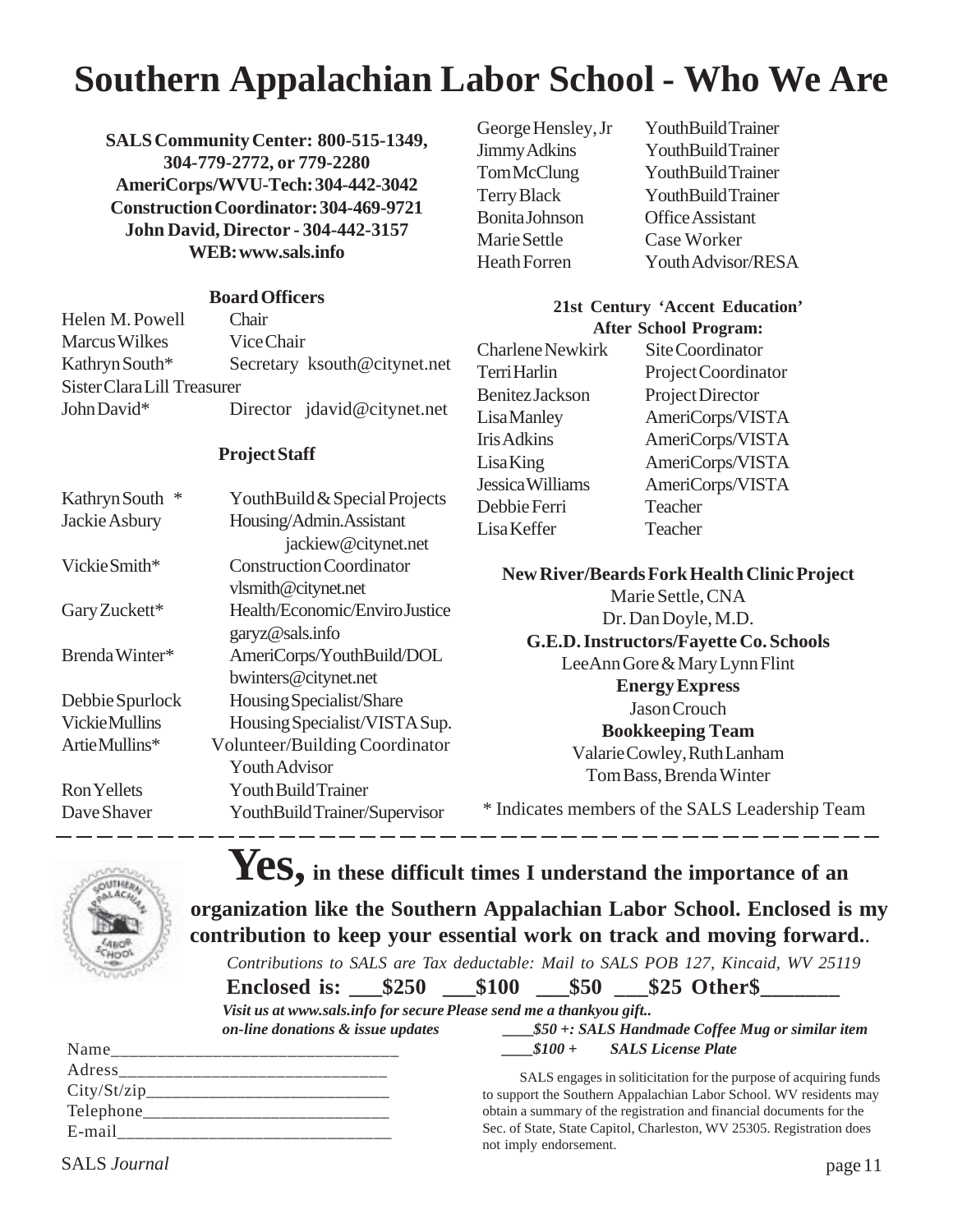# Southern Appalachian Labor School - Who We Are

**SALS Community Center: 800-515-1349, 304-779-2772, or 779-2280**
**AmeriCorps/WVU-Tech: 304-442-3042**
**Construction Coordinator: 304-469-9721**
**John David, Director - 304-442-3157**
**WEB: www.sals.info**

### Board Officers

| Name | Position |
|---|---|
| Helen M. Powell | Chair |
| Marcus Wilkes | Vice Chair |
| Kathryn South* | Secretary ksouth@citynet.net |
| Sister Clara Lill | Treasurer |
| John David* | Director jdavid@citynet.net |

### Project Staff

| Name | Position |
|---|---|
| Kathryn South * | YouthBuild & Special Projects |
| Jackie Asbury | Housing/Admin. Assistant jackiew@citynet.net |
| Vickie Smith* | Construction Coordinator vlsmith@citynet.net |
| Gary Zuckett* | Health/Economic/Enviro Justice garyz@sals.info |
| Brenda Winter* | AmeriCorps/YouthBuild/DOL bwinters@citynet.net |
| Debbie Spurlock | Housing Specialist/Share |
| Vickie Mullins | Housing Specialist/VISTA Sup. |
| Artie Mullins* | Volunteer/Building Coordinator Youth Advisor |
| Ron Yellets | Youth Build Trainer |
| Dave Shaver | YouthBuild Trainer/Supervisor |
| George Hensley, Jr | YouthBuild Trainer |
| Jimmy Adkins | YouthBuild Trainer |
| Tom McClung | YouthBuild Trainer |
| Terry Black | YouthBuild Trainer |
| Bonita Johnson | Office Assistant |
| Marie Settle | Case Worker |
| Heath Forren | Youth Advisor/RESA |

### 21st Century 'Accent Education' After School Program:

| Name | Position |
|---|---|
| Charlene Newkirk | Site Coordinator |
| Terri Harlin | Project Coordinator |
| Benitez Jackson | Project Director |
| Lisa Manley | AmeriCorps/VISTA |
| Iris Adkins | AmeriCorps/VISTA |
| Lisa King | AmeriCorps/VISTA |
| Jessica Williams | AmeriCorps/VISTA |
| Debbie Ferri | Teacher |
| Lisa Keffer | Teacher |

**New River/Beards Fork Health Clinic Project**
Marie Settle, CNA
Dr. Dan Doyle, M.D.

**G.E.D. Instructors/Fayette Co. Schools**
LeeAnn Gore & Mary Lynn Flint

**Energy Express**
Jason Crouch

**Bookkeeping Team**
Valarie Cowley, Ruth Lanham
Tom Bass, Brenda Winter

\* Indicates members of the SALS Leadership Team

---

**Yes, in these difficult times I understand the importance of an organization like the Southern Appalachian Labor School. Enclosed is my contribution to keep your essential work on track and moving forward.**.

*Contributions to SALS are Tax deductable: Mail to SALS POB 127, Kincaid, WV 25119*

**Enclosed is: ___$250 ___$100 ___$50 ___$25 Other$_______**

***Visit us at www.sals.info for secure on-line donations & issue updates***

***Please send me a thankyou gift..***
***____$50 +: SALS Handmade Coffee Mug or similar item***
***____$100 + SALS License Plate***

Name_______________________________
Adress_____________________________
City/St/zip___________________________
Telephone___________________________
E-mail______________________________

SALS engages in soliticitation for the purpose of acquiring funds to support the Southern Appalachian Labor School. WV residents may obtain a summary of the registration and financial documents for the Sec. of State, State Capitol, Charleston, WV 25305. Registration does not imply endorsement.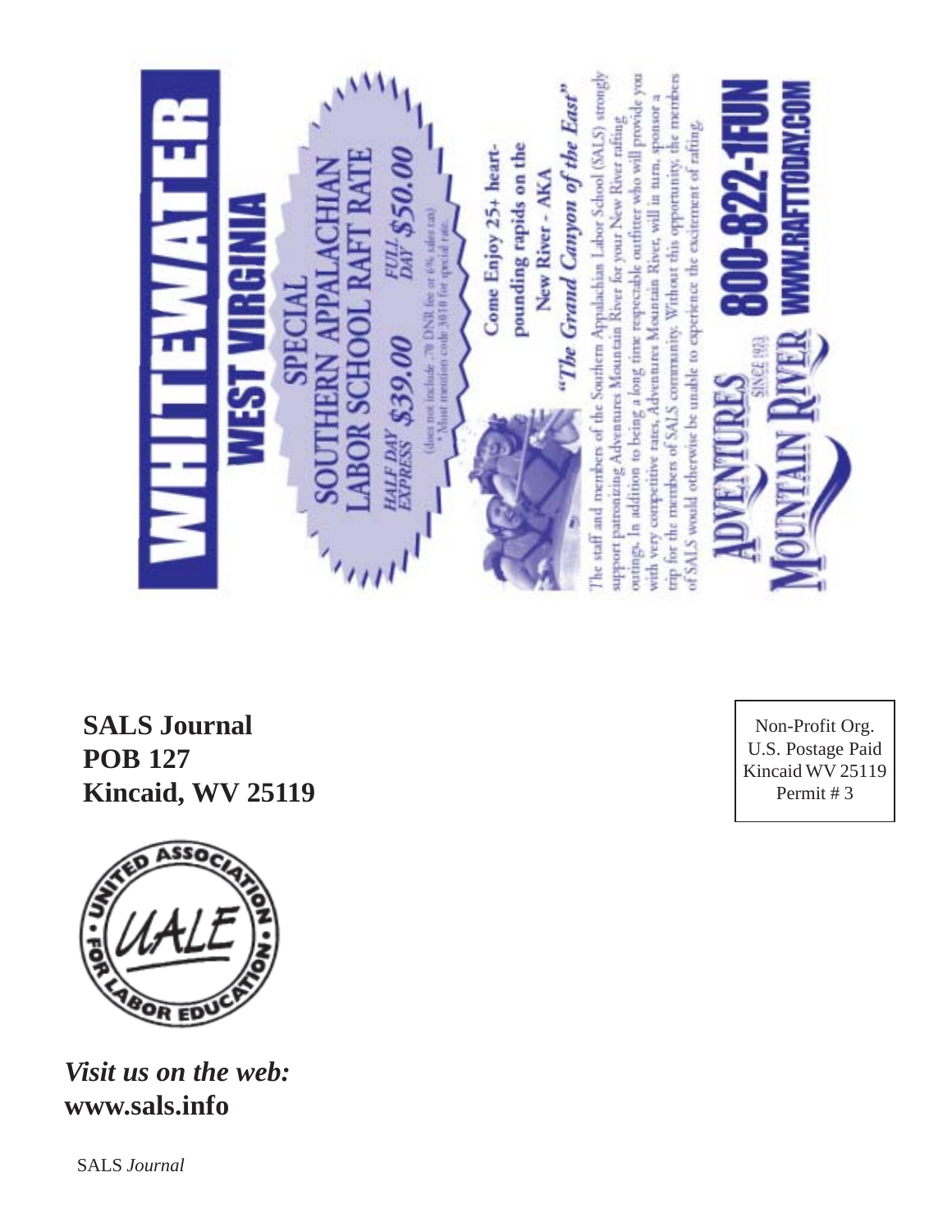# WHITEWATER

## WEST VIRGINIA

SPECIAL

SOUTHERN APPALACHIAN LABOR SCHOOL RAFT RATE

*HALF DAY EXPRESS* *$39.00* *FULL DAY* *$50.00*

(does not include .70 DNR fee or 6% sales tax)
* Must mention code 3010 for special rate.

Come Enjoy 25+ heart-pounding rapids on the New River - AKA

*"The Grand Canyon of the East"*

The staff and members of the Southern Appalachian Labor School (SALS) strongly support patronizing Adventures Mountain River for your New River rafting outings. In addition to being a long time respectable outfitter who will provide you with very competitive rates, Adventures Mountain River, will in turn, sponsor a trip for the members of SALS community. Without this opportunity, the members of SALS would otherwise be unable to experience the excitement of rafting.

ADVENTURES MOUNTAIN RIVER SINCE 1973

800-822-1FUN

WWW.RAFTTODAY.COM

**SALS Journal**
**POB 127**
**Kincaid, WV 25119**

Non-Profit Org.
U.S. Postage Paid
Kincaid WV 25119
Permit # 3

UNITED ASSOCIATION FOR LABOR EDUCATION
UALE

*Visit us on the web:*
**www.sals.info**